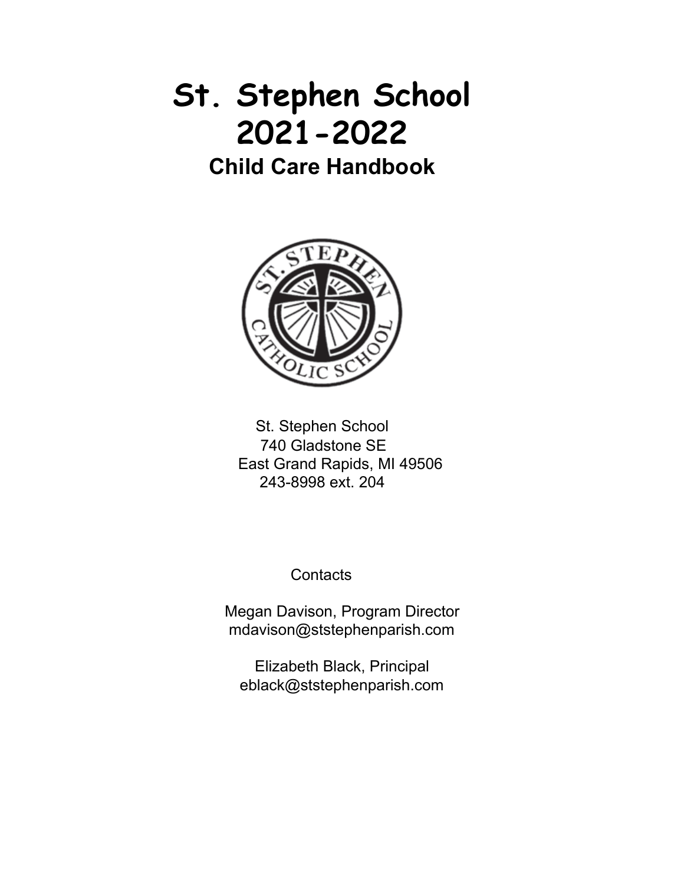# St. Stephen School
# 2021-2022
## Child Care Handbook

St. Stephen School
740 Gladstone SE
East Grand Rapids, MI 49506
243-8998 ext. 204

Contacts

Megan Davison, Program Director
mdavison@ststephenparish.com

Elizabeth Black, Principal
eblack@ststephenparish.com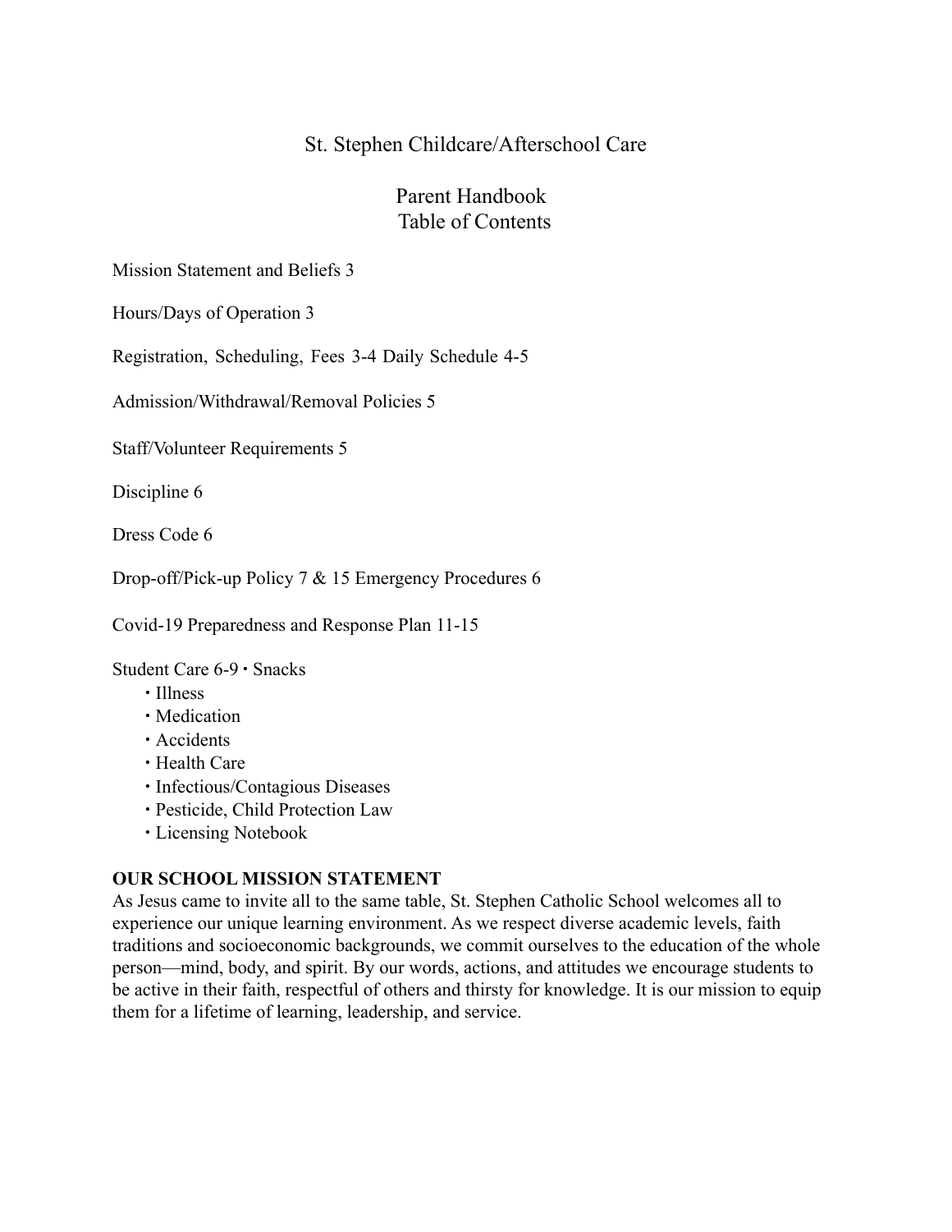# St. Stephen Childcare/Afterschool Care

## Parent Handbook
## Table of Contents

Mission Statement and Beliefs 3

Hours/Days of Operation 3

Registration, Scheduling, Fees 3-4 Daily Schedule 4-5

Admission/Withdrawal/Removal Policies 5

Staff/Volunteer Requirements 5

Discipline 6

Dress Code 6

Drop-off/Pick-up Policy 7 & 15 Emergency Procedures 6

Covid-19 Preparedness and Response Plan 11-15

Student Care 6-9 • Snacks
- Illness
- Medication
- Accidents
- Health Care
- Infectious/Contagious Diseases
- Pesticide, Child Protection Law
- Licensing Notebook

**OUR SCHOOL MISSION STATEMENT**

As Jesus came to invite all to the same table, St. Stephen Catholic School welcomes all to experience our unique learning environment. As we respect diverse academic levels, faith traditions and socioeconomic backgrounds, we commit ourselves to the education of the whole person—mind, body, and spirit. By our words, actions, and attitudes we encourage students to be active in their faith, respectful of others and thirsty for knowledge. It is our mission to equip them for a lifetime of learning, leadership, and service.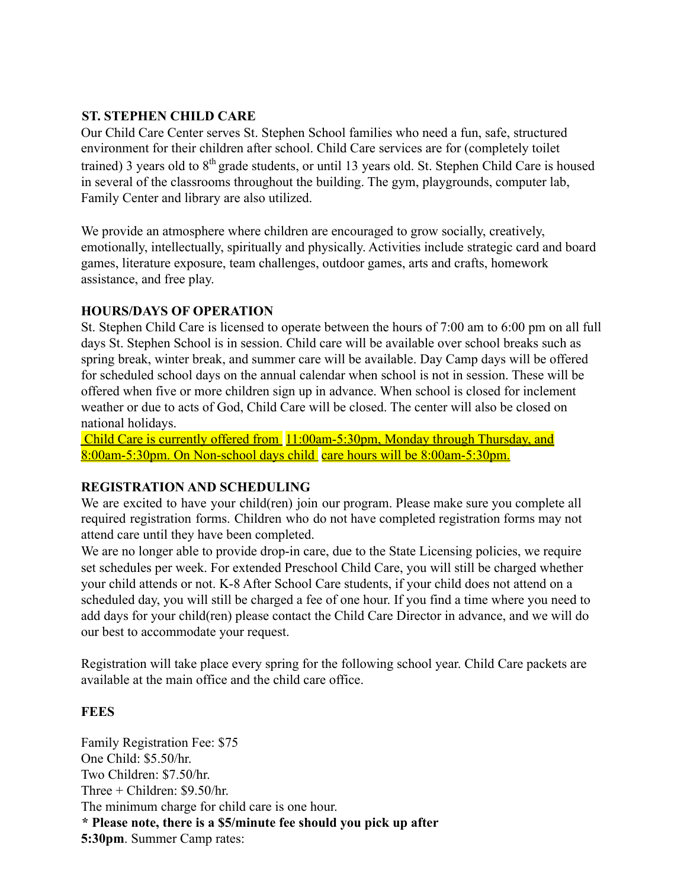## ST. STEPHEN CHILD CARE

Our Child Care Center serves St. Stephen School families who need a fun, safe, structured environment for their children after school. Child Care services are for (completely toilet trained) 3 years old to 8th grade students, or until 13 years old. St. Stephen Child Care is housed in several of the classrooms throughout the building. The gym, playgrounds, computer lab, Family Center and library are also utilized.

We provide an atmosphere where children are encouraged to grow socially, creatively, emotionally, intellectually, spiritually and physically. Activities include strategic card and board games, literature exposure, team challenges, outdoor games, arts and crafts, homework assistance, and free play.

## HOURS/DAYS OF OPERATION

St. Stephen Child Care is licensed to operate between the hours of 7:00 am to 6:00 pm on all full days St. Stephen School is in session. Child care will be available over school breaks such as spring break, winter break, and summer care will be available. Day Camp days will be offered for scheduled school days on the annual calendar when school is not in session. These will be offered when five or more children sign up in advance. When school is closed for inclement weather or due to acts of God, Child Care will be closed. The center will also be closed on national holidays.

Child Care is currently offered from 11:00am-5:30pm, Monday through Thursday, and 8:00am-5:30pm. On Non-school days child care hours will be 8:00am-5:30pm.

## REGISTRATION AND SCHEDULING

We are excited to have your child(ren) join our program. Please make sure you complete all required registration forms. Children who do not have completed registration forms may not attend care until they have been completed.

We are no longer able to provide drop-in care, due to the State Licensing policies, we require set schedules per week. For extended Preschool Child Care, you will still be charged whether your child attends or not. K-8 After School Care students, if your child does not attend on a scheduled day, you will still be charged a fee of one hour. If you find a time where you need to add days for your child(ren) please contact the Child Care Director in advance, and we will do our best to accommodate your request.

Registration will take place every spring for the following school year. Child Care packets are available at the main office and the child care office.

## FEES

Family Registration Fee: $75
One Child: $5.50/hr.
Two Children: $7.50/hr.
Three + Children: $9.50/hr.
The minimum charge for child care is one hour.
**\* Please note, there is a $5/minute fee should you pick up after 5:30pm**. Summer Camp rates: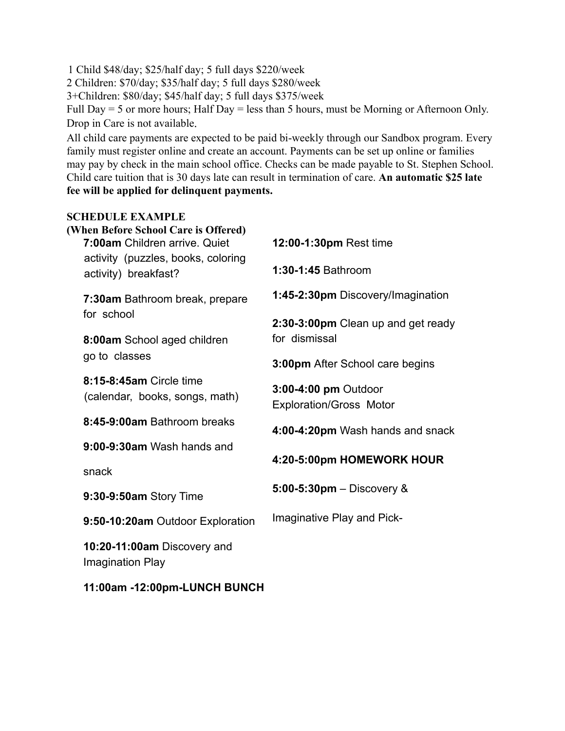1 Child $48/day; $25/half day; 5 full days $220/week
2 Children: $70/day; $35/half day; 5 full days $280/week
3+Children: $80/day; $45/half day; 5 full days $375/week
Full Day = 5 or more hours; Half Day = less than 5 hours, must be Morning or Afternoon Only. Drop in Care is not available.

All child care payments are expected to be paid bi-weekly through our Sandbox program. Every family must register online and create an account. Payments can be set up online or families may pay by check in the main school office. Checks can be made payable to St. Stephen School. Child care tuition that is 30 days late can result in termination of care. **An automatic $25 late fee will be applied for delinquent payments.**

**SCHEDULE EXAMPLE**
**(When Before School Care is Offered)**

**7:00am** Children arrive. Quiet activity (puzzles, books, coloring activity) breakfast?

**7:30am** Bathroom break, prepare for school

**8:00am** School aged children go to classes

**8:15-8:45am** Circle time (calendar, books, songs, math)

**8:45-9:00am** Bathroom breaks

**9:00-9:30am** Wash hands and snack

**9:30-9:50am** Story Time

**9:50-10:20am** Outdoor Exploration

**10:20-11:00am** Discovery and Imagination Play

**11:00am -12:00pm-LUNCH BUNCH**

**12:00-1:30pm** Rest time

**1:30-1:45** Bathroom

**1:45-2:30pm** Discovery/Imagination

**2:30-3:00pm** Clean up and get ready for dismissal

**3:00pm** After School care begins

**3:00-4:00 pm** Outdoor Exploration/Gross Motor

**4:00-4:20pm** Wash hands and snack

**4:20-5:00pm HOMEWORK HOUR**

**5:00-5:30pm** – Discovery & Imaginative Play and Pick-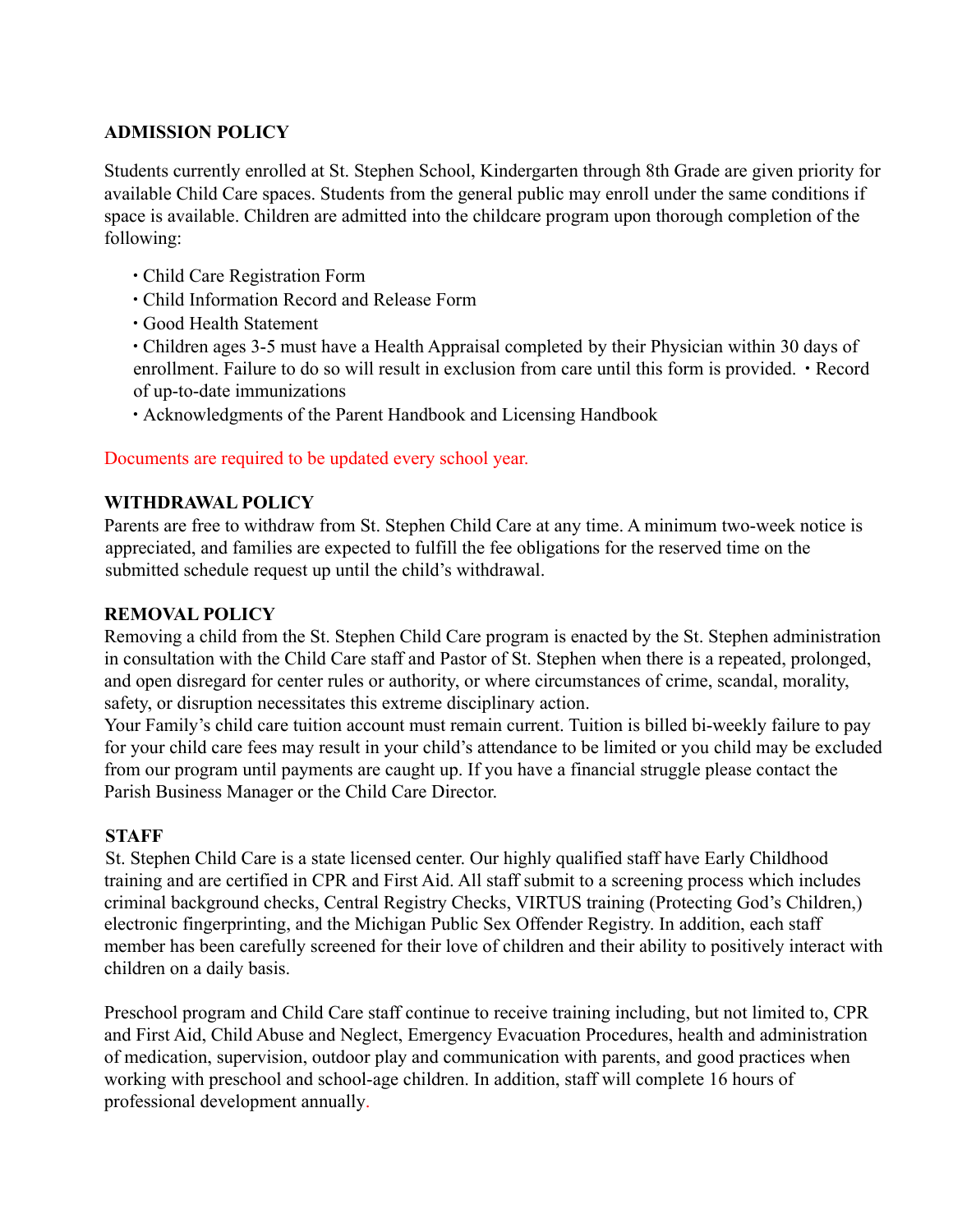## ADMISSION POLICY

Students currently enrolled at St. Stephen School, Kindergarten through 8th Grade are given priority for available Child Care spaces. Students from the general public may enroll under the same conditions if space is available. Children are admitted into the childcare program upon thorough completion of the following:

- Child Care Registration Form
- Child Information Record and Release Form
- Good Health Statement
- Children ages 3-5 must have a Health Appraisal completed by their Physician within 30 days of enrollment. Failure to do so will result in exclusion from care until this form is provided. • Record of up-to-date immunizations
- Acknowledgments of the Parent Handbook and Licensing Handbook

Documents are required to be updated every school year.

## WITHDRAWAL POLICY

Parents are free to withdraw from St. Stephen Child Care at any time. A minimum two-week notice is appreciated, and families are expected to fulfill the fee obligations for the reserved time on the submitted schedule request up until the child's withdrawal.

## REMOVAL POLICY

Removing a child from the St. Stephen Child Care program is enacted by the St. Stephen administration in consultation with the Child Care staff and Pastor of St. Stephen when there is a repeated, prolonged, and open disregard for center rules or authority, or where circumstances of crime, scandal, morality, safety, or disruption necessitates this extreme disciplinary action.

Your Family's child care tuition account must remain current. Tuition is billed bi-weekly failure to pay for your child care fees may result in your child's attendance to be limited or you child may be excluded from our program until payments are caught up. If you have a financial struggle please contact the Parish Business Manager or the Child Care Director.

## STAFF

St. Stephen Child Care is a state licensed center. Our highly qualified staff have Early Childhood training and are certified in CPR and First Aid. All staff submit to a screening process which includes criminal background checks, Central Registry Checks, VIRTUS training (Protecting God's Children,) electronic fingerprinting, and the Michigan Public Sex Offender Registry. In addition, each staff member has been carefully screened for their love of children and their ability to positively interact with children on a daily basis.

Preschool program and Child Care staff continue to receive training including, but not limited to, CPR and First Aid, Child Abuse and Neglect, Emergency Evacuation Procedures, health and administration of medication, supervision, outdoor play and communication with parents, and good practices when working with preschool and school-age children. In addition, staff will complete 16 hours of professional development annually.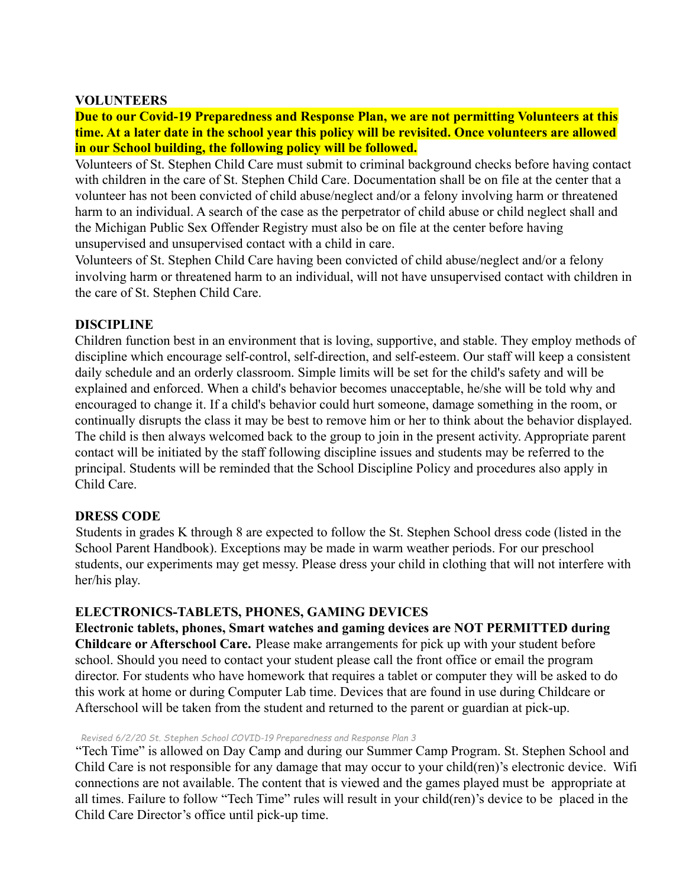## VOLUNTEERS

**Due to our Covid-19 Preparedness and Response Plan, we are not permitting Volunteers at this time. At a later date in the school year this policy will be revisited. Once volunteers are allowed in our School building, the following policy will be followed.**

Volunteers of St. Stephen Child Care must submit to criminal background checks before having contact with children in the care of St. Stephen Child Care. Documentation shall be on file at the center that a volunteer has not been convicted of child abuse/neglect and/or a felony involving harm or threatened harm to an individual. A search of the case as the perpetrator of child abuse or child neglect shall and the Michigan Public Sex Offender Registry must also be on file at the center before having unsupervised and unsupervised contact with a child in care.

Volunteers of St. Stephen Child Care having been convicted of child abuse/neglect and/or a felony involving harm or threatened harm to an individual, will not have unsupervised contact with children in the care of St. Stephen Child Care.

## DISCIPLINE

Children function best in an environment that is loving, supportive, and stable. They employ methods of discipline which encourage self-control, self-direction, and self-esteem. Our staff will keep a consistent daily schedule and an orderly classroom. Simple limits will be set for the child's safety and will be explained and enforced. When a child's behavior becomes unacceptable, he/she will be told why and encouraged to change it. If a child's behavior could hurt someone, damage something in the room, or continually disrupts the class it may be best to remove him or her to think about the behavior displayed. The child is then always welcomed back to the group to join in the present activity. Appropriate parent contact will be initiated by the staff following discipline issues and students may be referred to the principal. Students will be reminded that the School Discipline Policy and procedures also apply in Child Care.

## DRESS CODE

Students in grades K through 8 are expected to follow the St. Stephen School dress code (listed in the School Parent Handbook). Exceptions may be made in warm weather periods. For our preschool students, our experiments may get messy. Please dress your child in clothing that will not interfere with her/his play.

## ELECTRONICS-TABLETS, PHONES, GAMING DEVICES

**Electronic tablets, phones, Smart watches and gaming devices are NOT PERMITTED during Childcare or Afterschool Care.** Please make arrangements for pick up with your student before school. Should you need to contact your student please call the front office or email the program director. For students who have homework that requires a tablet or computer they will be asked to do this work at home or during Computer Lab time. Devices that are found in use during Childcare or Afterschool will be taken from the student and returned to the parent or guardian at pick-up.

"Tech Time" is allowed on Day Camp and during our Summer Camp Program. St. Stephen School and Child Care is not responsible for any damage that may occur to your child(ren)'s electronic device. Wifi connections are not available. The content that is viewed and the games played must be appropriate at all times. Failure to follow "Tech Time" rules will result in your child(ren)'s device to be placed in the Child Care Director's office until pick-up time.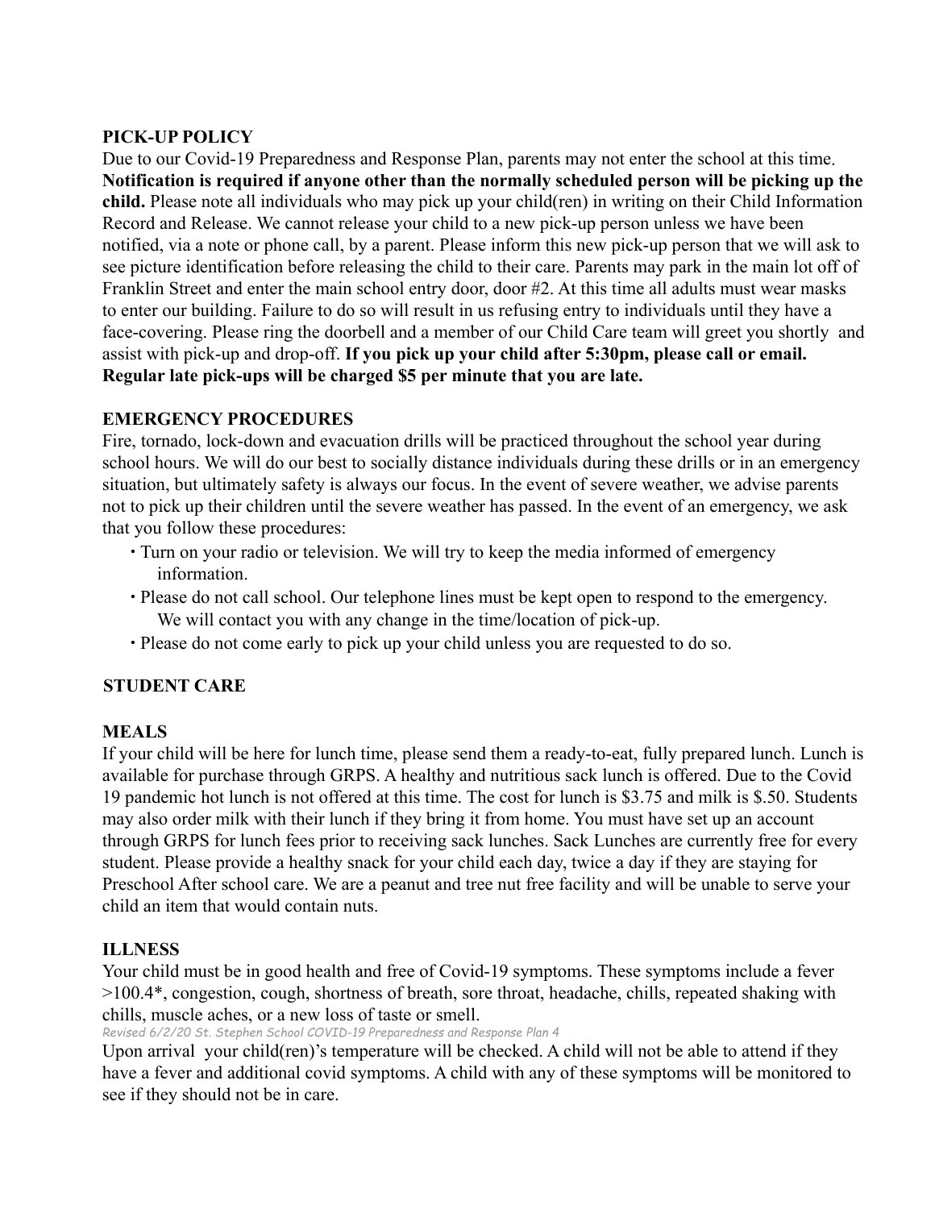## PICK-UP POLICY

Due to our Covid-19 Preparedness and Response Plan, parents may not enter the school at this time. **Notification is required if anyone other than the normally scheduled person will be picking up the child.** Please note all individuals who may pick up your child(ren) in writing on their Child Information Record and Release. We cannot release your child to a new pick-up person unless we have been notified, via a note or phone call, by a parent. Please inform this new pick-up person that we will ask to see picture identification before releasing the child to their care. Parents may park in the main lot off of Franklin Street and enter the main school entry door, door #2. At this time all adults must wear masks to enter our building. Failure to do so will result in us refusing entry to individuals until they have a face-covering. Please ring the doorbell and a member of our Child Care team will greet you shortly and assist with pick-up and drop-off. **If you pick up your child after 5:30pm, please call or email. Regular late pick-ups will be charged $5 per minute that you are late.**

## EMERGENCY PROCEDURES

Fire, tornado, lock-down and evacuation drills will be practiced throughout the school year during school hours. We will do our best to socially distance individuals during these drills or in an emergency situation, but ultimately safety is always our focus. In the event of severe weather, we advise parents not to pick up their children until the severe weather has passed. In the event of an emergency, we ask that you follow these procedures:

- Turn on your radio or television. We will try to keep the media informed of emergency information.
- Please do not call school. Our telephone lines must be kept open to respond to the emergency. We will contact you with any change in the time/location of pick-up.
- Please do not come early to pick up your child unless you are requested to do so.

## STUDENT CARE

### MEALS

If your child will be here for lunch time, please send them a ready-to-eat, fully prepared lunch. Lunch is available for purchase through GRPS. A healthy and nutritious sack lunch is offered. Due to the Covid 19 pandemic hot lunch is not offered at this time. The cost for lunch is $3.75 and milk is $.50. Students may also order milk with their lunch if they bring it from home. You must have set up an account through GRPS for lunch fees prior to receiving sack lunches. Sack Lunches are currently free for every student. Please provide a healthy snack for your child each day, twice a day if they are staying for Preschool After school care. We are a peanut and tree nut free facility and will be unable to serve your child an item that would contain nuts.

### ILLNESS

Your child must be in good health and free of Covid-19 symptoms. These symptoms include a fever >100.4*, congestion, cough, shortness of breath, sore throat, headache, chills, repeated shaking with chills, muscle aches, or a new loss of taste or smell.

Upon arrival your child(ren)'s temperature will be checked. A child will not be able to attend if they have a fever and additional covid symptoms. A child with any of these symptoms will be monitored to see if they should not be in care.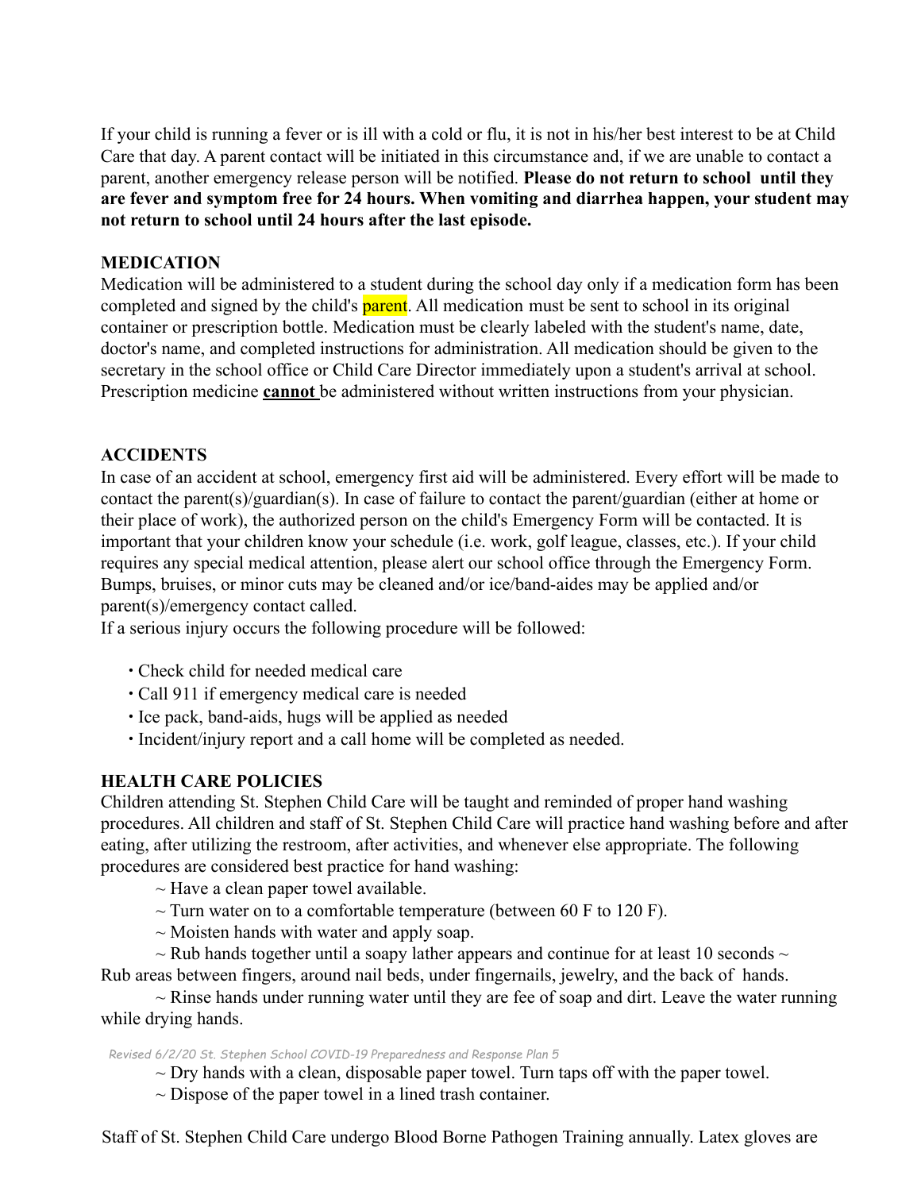If your child is running a fever or is ill with a cold or flu, it is not in his/her best interest to be at Child Care that day. A parent contact will be initiated in this circumstance and, if we are unable to contact a parent, another emergency release person will be notified. **Please do not return to school until they are fever and symptom free for 24 hours. When vomiting and diarrhea happen, your student may not return to school until 24 hours after the last episode.**

**MEDICATION**

Medication will be administered to a student during the school day only if a medication form has been completed and signed by the child's parent. All medication must be sent to school in its original container or prescription bottle. Medication must be clearly labeled with the student's name, date, doctor's name, and completed instructions for administration. All medication should be given to the secretary in the school office or Child Care Director immediately upon a student's arrival at school. Prescription medicine **cannot** be administered without written instructions from your physician.

**ACCIDENTS**

In case of an accident at school, emergency first aid will be administered. Every effort will be made to contact the parent(s)/guardian(s). In case of failure to contact the parent/guardian (either at home or their place of work), the authorized person on the child's Emergency Form will be contacted. It is important that your children know your schedule (i.e. work, golf league, classes, etc.). If your child requires any special medical attention, please alert our school office through the Emergency Form. Bumps, bruises, or minor cuts may be cleaned and/or ice/band-aides may be applied and/or parent(s)/emergency contact called.

If a serious injury occurs the following procedure will be followed:

- Check child for needed medical care
- Call 911 if emergency medical care is needed
- Ice pack, band-aids, hugs will be applied as needed
- Incident/injury report and a call home will be completed as needed.

**HEALTH CARE POLICIES**

Children attending St. Stephen Child Care will be taught and reminded of proper hand washing procedures. All children and staff of St. Stephen Child Care will practice hand washing before and after eating, after utilizing the restroom, after activities, and whenever else appropriate. The following procedures are considered best practice for hand washing:

~ Have a clean paper towel available.

~ Turn water on to a comfortable temperature (between 60 F to 120 F).

~ Moisten hands with water and apply soap.

~ Rub hands together until a soapy lather appears and continue for at least 10 seconds ~ Rub areas between fingers, around nail beds, under fingernails, jewelry, and the back of hands.

~ Rinse hands under running water until they are fee of soap and dirt. Leave the water running while drying hands.

~ Dry hands with a clean, disposable paper towel. Turn taps off with the paper towel.

~ Dispose of the paper towel in a lined trash container.

Staff of St. Stephen Child Care undergo Blood Borne Pathogen Training annually. Latex gloves are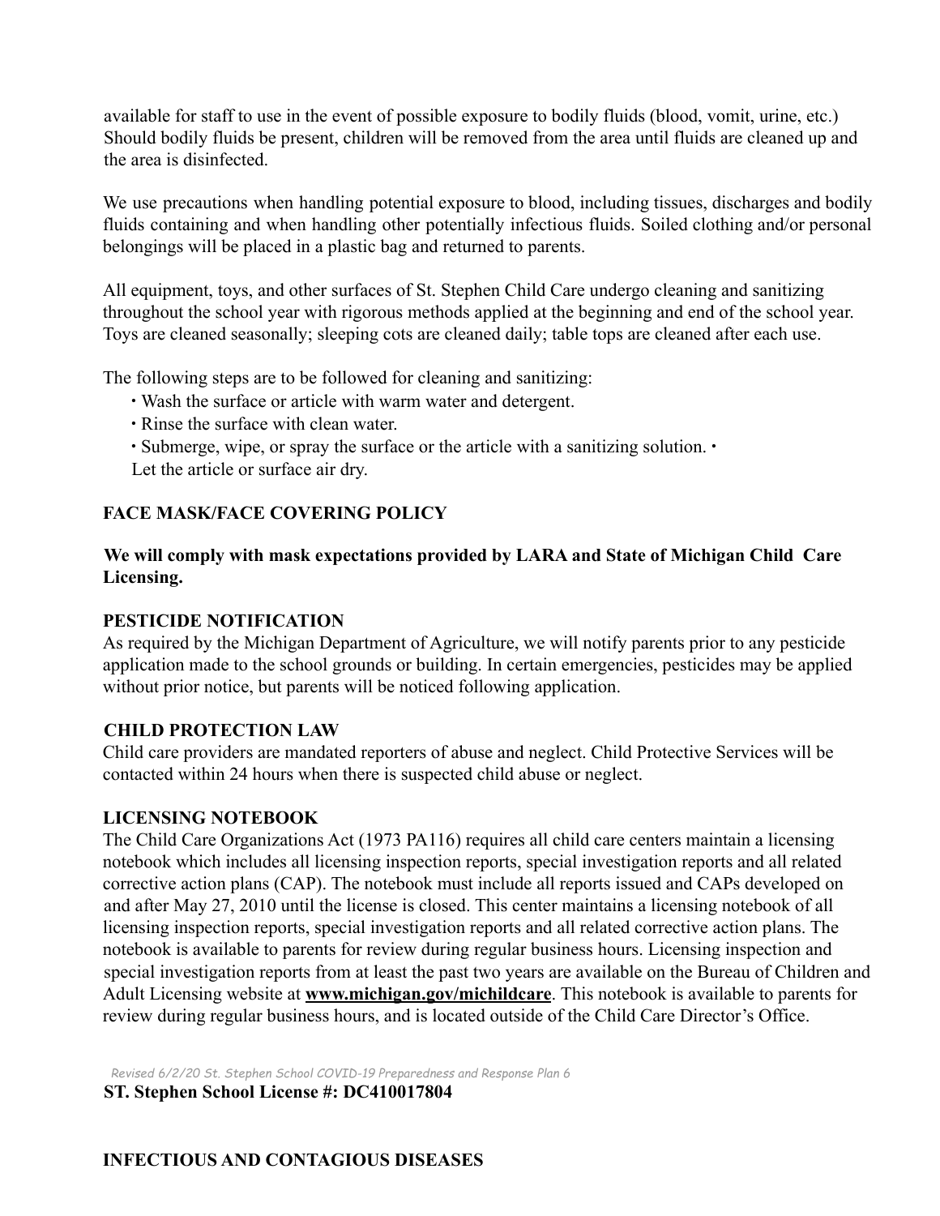available for staff to use in the event of possible exposure to bodily fluids (blood, vomit, urine, etc.) Should bodily fluids be present, children will be removed from the area until fluids are cleaned up and the area is disinfected.

We use precautions when handling potential exposure to blood, including tissues, discharges and bodily fluids containing and when handling other potentially infectious fluids. Soiled clothing and/or personal belongings will be placed in a plastic bag and returned to parents.

All equipment, toys, and other surfaces of St. Stephen Child Care undergo cleaning and sanitizing throughout the school year with rigorous methods applied at the beginning and end of the school year. Toys are cleaned seasonally; sleeping cots are cleaned daily; table tops are cleaned after each use.

The following steps are to be followed for cleaning and sanitizing:

- Wash the surface or article with warm water and detergent.
- Rinse the surface with clean water.
- Submerge, wipe, or spray the surface or the article with a sanitizing solution.
- Let the article or surface air dry.

## FACE MASK/FACE COVERING POLICY

**We will comply with mask expectations provided by LARA and State of Michigan Child Care Licensing.**

## PESTICIDE NOTIFICATION

As required by the Michigan Department of Agriculture, we will notify parents prior to any pesticide application made to the school grounds or building. In certain emergencies, pesticides may be applied without prior notice, but parents will be noticed following application.

## CHILD PROTECTION LAW

Child care providers are mandated reporters of abuse and neglect. Child Protective Services will be contacted within 24 hours when there is suspected child abuse or neglect.

## LICENSING NOTEBOOK

The Child Care Organizations Act (1973 PA116) requires all child care centers maintain a licensing notebook which includes all licensing inspection reports, special investigation reports and all related corrective action plans (CAP). The notebook must include all reports issued and CAPs developed on and after May 27, 2010 until the license is closed. This center maintains a licensing notebook of all licensing inspection reports, special investigation reports and all related corrective action plans. The notebook is available to parents for review during regular business hours. Licensing inspection and special investigation reports from at least the past two years are available on the Bureau of Children and Adult Licensing website at **www.michigan.gov/michildcare**. This notebook is available to parents for review during regular business hours, and is located outside of the Child Care Director's Office.

**ST. Stephen School License #: DC410017804**

## INFECTIOUS AND CONTAGIOUS DISEASES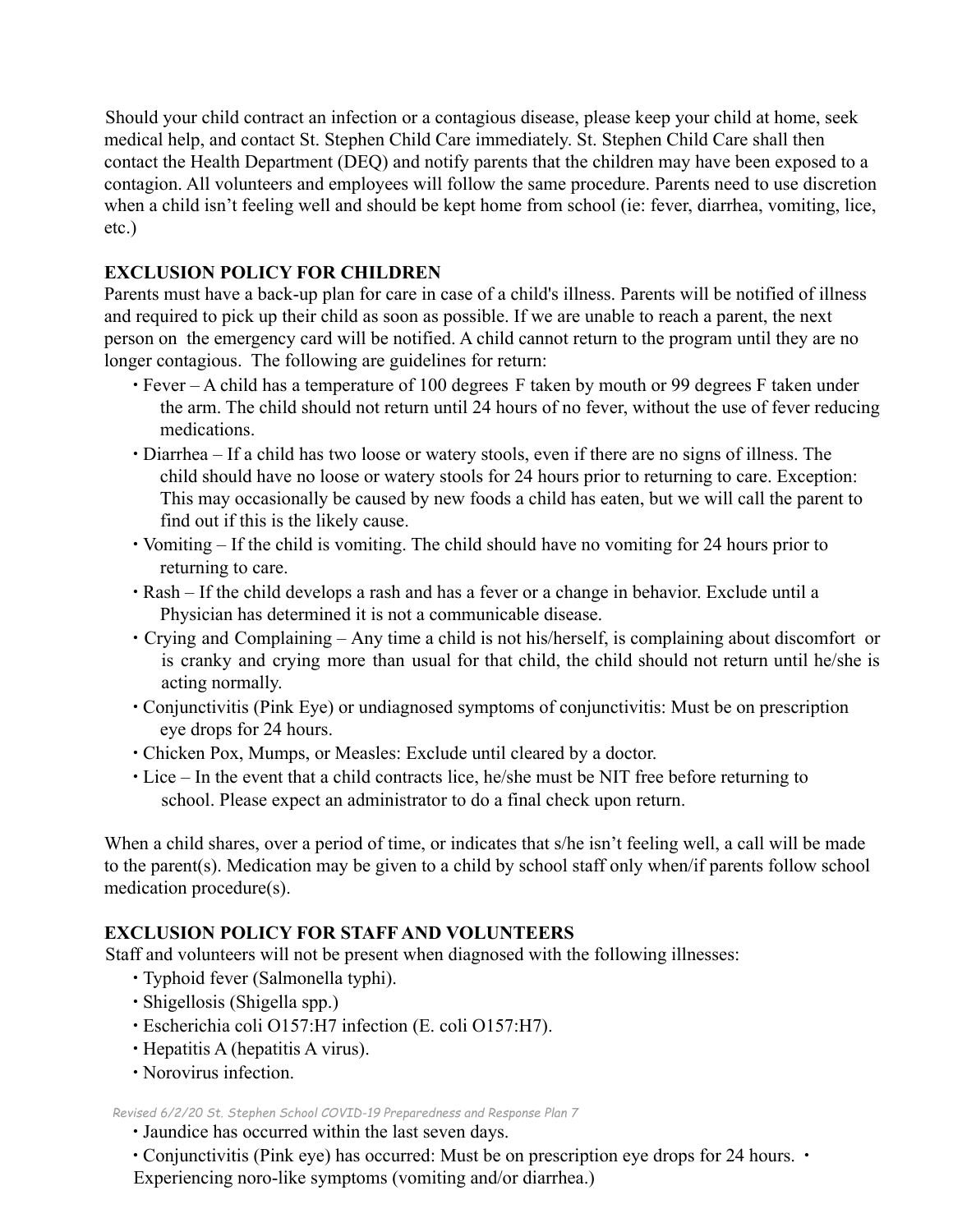Should your child contract an infection or a contagious disease, please keep your child at home, seek medical help, and contact St. Stephen Child Care immediately. St. Stephen Child Care shall then contact the Health Department (DEQ) and notify parents that the children may have been exposed to a contagion. All volunteers and employees will follow the same procedure. Parents need to use discretion when a child isn't feeling well and should be kept home from school (ie: fever, diarrhea, vomiting, lice, etc.)

**EXCLUSION POLICY FOR CHILDREN**

Parents must have a back-up plan for care in case of a child's illness. Parents will be notified of illness and required to pick up their child as soon as possible. If we are unable to reach a parent, the next person on the emergency card will be notified. A child cannot return to the program until they are no longer contagious. The following are guidelines for return:

- Fever – A child has a temperature of 100 degrees F taken by mouth or 99 degrees F taken under the arm. The child should not return until 24 hours of no fever, without the use of fever reducing medications.
- Diarrhea – If a child has two loose or watery stools, even if there are no signs of illness. The child should have no loose or watery stools for 24 hours prior to returning to care. Exception: This may occasionally be caused by new foods a child has eaten, but we will call the parent to find out if this is the likely cause.
- Vomiting – If the child is vomiting. The child should have no vomiting for 24 hours prior to returning to care.
- Rash – If the child develops a rash and has a fever or a change in behavior. Exclude until a Physician has determined it is not a communicable disease.
- Crying and Complaining – Any time a child is not his/herself, is complaining about discomfort or is cranky and crying more than usual for that child, the child should not return until he/she is acting normally.
- Conjunctivitis (Pink Eye) or undiagnosed symptoms of conjunctivitis: Must be on prescription eye drops for 24 hours.
- Chicken Pox, Mumps, or Measles: Exclude until cleared by a doctor.
- Lice – In the event that a child contracts lice, he/she must be NIT free before returning to school. Please expect an administrator to do a final check upon return.

When a child shares, over a period of time, or indicates that s/he isn't feeling well, a call will be made to the parent(s). Medication may be given to a child by school staff only when/if parents follow school medication procedure(s).

**EXCLUSION POLICY FOR STAFF AND VOLUNTEERS**

Staff and volunteers will not be present when diagnosed with the following illnesses:

- Typhoid fever (Salmonella typhi).
- Shigellosis (Shigella spp.)
- Escherichia coli O157:H7 infection (E. coli O157:H7).
- Hepatitis A (hepatitis A virus).
- Norovirus infection.
- Jaundice has occurred within the last seven days.
- Conjunctivitis (Pink eye) has occurred: Must be on prescription eye drops for 24 hours.
- Experiencing noro-like symptoms (vomiting and/or diarrhea.)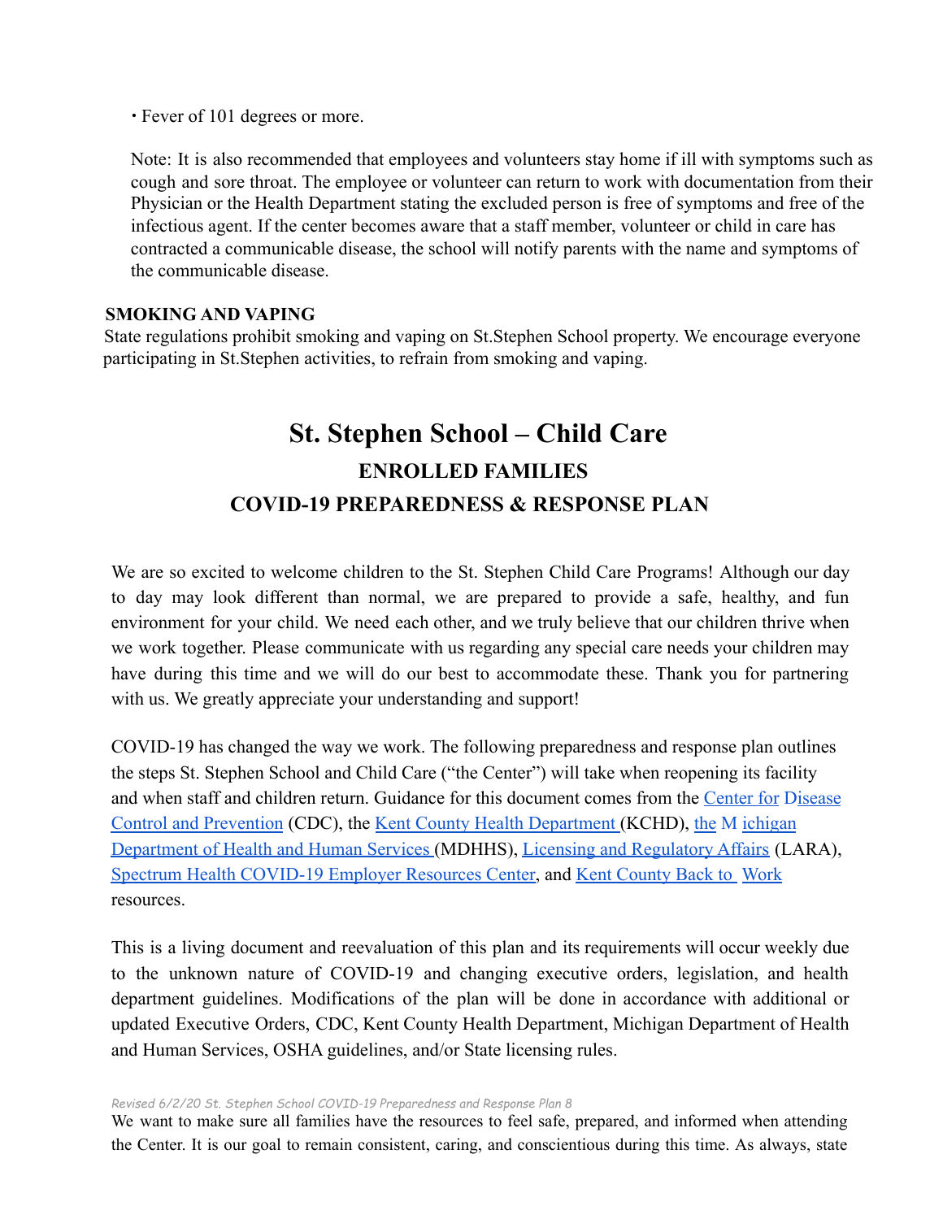• Fever of 101 degrees or more.

Note: It is also recommended that employees and volunteers stay home if ill with symptoms such as cough and sore throat. The employee or volunteer can return to work with documentation from their Physician or the Health Department stating the excluded person is free of symptoms and free of the infectious agent. If the center becomes aware that a staff member, volunteer or child in care has contracted a communicable disease, the school will notify parents with the name and symptoms of the communicable disease.

**SMOKING AND VAPING**

State regulations prohibit smoking and vaping on St.Stephen School property. We encourage everyone participating in St.Stephen activities, to refrain from smoking and vaping.

# St. Stephen School – Child Care

## ENROLLED FAMILIES

## COVID-19 PREPAREDNESS & RESPONSE PLAN

We are so excited to welcome children to the St. Stephen Child Care Programs! Although our day to day may look different than normal, we are prepared to provide a safe, healthy, and fun environment for your child. We need each other, and we truly believe that our children thrive when we work together. Please communicate with us regarding any special care needs your children may have during this time and we will do our best to accommodate these. Thank you for partnering with us. We greatly appreciate your understanding and support!

COVID-19 has changed the way we work. The following preparedness and response plan outlines the steps St. Stephen School and Child Care ("the Center") will take when reopening its facility and when staff and children return. Guidance for this document comes from the Center for Disease Control and Prevention (CDC), the Kent County Health Department (KCHD), the Michigan Department of Health and Human Services (MDHHS), Licensing and Regulatory Affairs (LARA), Spectrum Health COVID-19 Employer Resources Center, and Kent County Back to Work resources.

This is a living document and reevaluation of this plan and its requirements will occur weekly due to the unknown nature of COVID-19 and changing executive orders, legislation, and health department guidelines. Modifications of the plan will be done in accordance with additional or updated Executive Orders, CDC, Kent County Health Department, Michigan Department of Health and Human Services, OSHA guidelines, and/or State licensing rules.

We want to make sure all families have the resources to feel safe, prepared, and informed when attending the Center. It is our goal to remain consistent, caring, and conscientious during this time. As always, state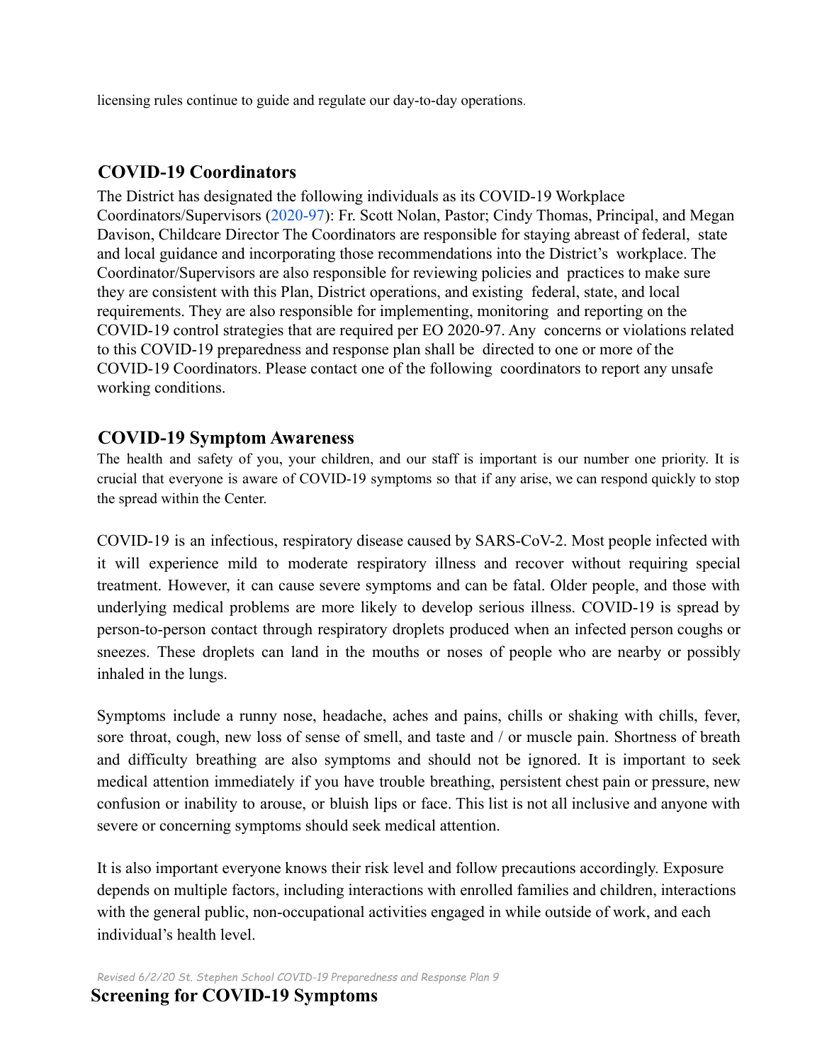licensing rules continue to guide and regulate our day-to-day operations.

## COVID-19 Coordinators

The District has designated the following individuals as its COVID-19 Workplace Coordinators/Supervisors (2020-97): Fr. Scott Nolan, Pastor; Cindy Thomas, Principal, and Megan Davison, Childcare Director The Coordinators are responsible for staying abreast of federal, state and local guidance and incorporating those recommendations into the District's workplace. The Coordinator/Supervisors are also responsible for reviewing policies and practices to make sure they are consistent with this Plan, District operations, and existing federal, state, and local requirements. They are also responsible for implementing, monitoring and reporting on the COVID-19 control strategies that are required per EO 2020-97. Any concerns or violations related to this COVID-19 preparedness and response plan shall be directed to one or more of the COVID-19 Coordinators. Please contact one of the following coordinators to report any unsafe working conditions.

## COVID-19 Symptom Awareness

The health and safety of you, your children, and our staff is important is our number one priority. It is crucial that everyone is aware of COVID-19 symptoms so that if any arise, we can respond quickly to stop the spread within the Center.

COVID-19 is an infectious, respiratory disease caused by SARS-CoV-2. Most people infected with it will experience mild to moderate respiratory illness and recover without requiring special treatment. However, it can cause severe symptoms and can be fatal. Older people, and those with underlying medical problems are more likely to develop serious illness. COVID-19 is spread by person-to-person contact through respiratory droplets produced when an infected person coughs or sneezes. These droplets can land in the mouths or noses of people who are nearby or possibly inhaled in the lungs.

Symptoms include a runny nose, headache, aches and pains, chills or shaking with chills, fever, sore throat, cough, new loss of sense of smell, and taste and / or muscle pain. Shortness of breath and difficulty breathing are also symptoms and should not be ignored. It is important to seek medical attention immediately if you have trouble breathing, persistent chest pain or pressure, new confusion or inability to arouse, or bluish lips or face. This list is not all inclusive and anyone with severe or concerning symptoms should seek medical attention.

It is also important everyone knows their risk level and follow precautions accordingly. Exposure depends on multiple factors, including interactions with enrolled families and children, interactions with the general public, non-occupational activities engaged in while outside of work, and each individual's health level.

## Screening for COVID-19 Symptoms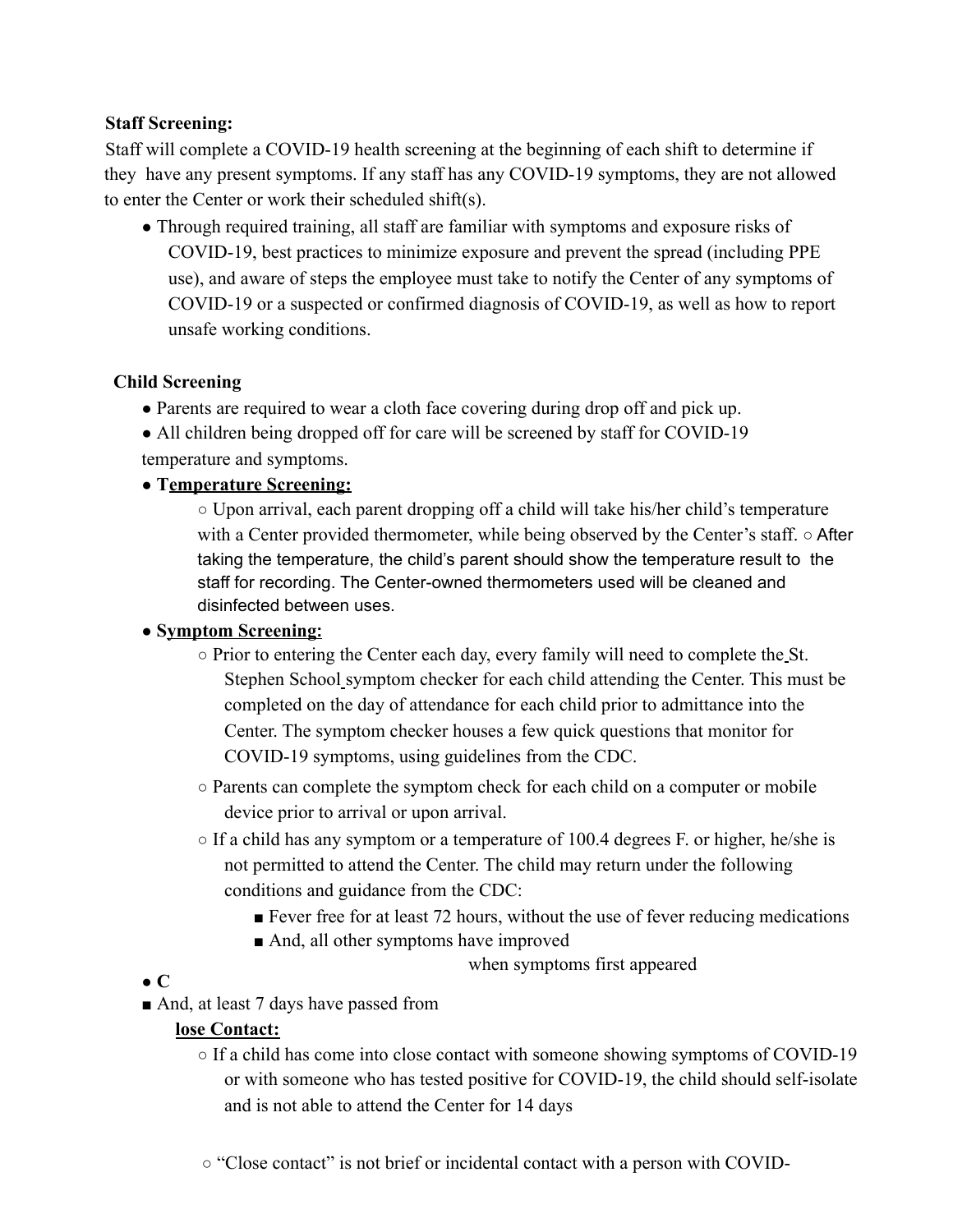**Staff Screening:**

Staff will complete a COVID-19 health screening at the beginning of each shift to determine if they have any present symptoms. If any staff has any COVID-19 symptoms, they are not allowed to enter the Center or work their scheduled shift(s).

- Through required training, all staff are familiar with symptoms and exposure risks of COVID-19, best practices to minimize exposure and prevent the spread (including PPE use), and aware of steps the employee must take to notify the Center of any symptoms of COVID-19 or a suspected or confirmed diagnosis of COVID-19, as well as how to report unsafe working conditions.

**Child Screening**

- Parents are required to wear a cloth face covering during drop off and pick up.
- All children being dropped off for care will be screened by staff for COVID-19 temperature and symptoms.
- **Temperature Screening:**
  - Upon arrival, each parent dropping off a child will take his/her child's temperature with a Center provided thermometer, while being observed by the Center's staff.
  - After taking the temperature, the child's parent should show the temperature result to the staff for recording. The Center-owned thermometers used will be cleaned and disinfected between uses.
- **Symptom Screening:**
  - Prior to entering the Center each day, every family will need to complete the St. Stephen School symptom checker for each child attending the Center. This must be completed on the day of attendance for each child prior to admittance into the Center. The symptom checker houses a few quick questions that monitor for COVID-19 symptoms, using guidelines from the CDC.
  - Parents can complete the symptom check for each child on a computer or mobile device prior to arrival or upon arrival.
  - If a child has any symptom or a temperature of 100.4 degrees F. or higher, he/she is not permitted to attend the Center. The child may return under the following conditions and guidance from the CDC:
    - Fever free for at least 72 hours, without the use of fever reducing medications
    - And, all other symptoms have improved
    - And, at least 7 days have passed from when symptoms first appeared
- **Close Contact:**
  - If a child has come into close contact with someone showing symptoms of COVID-19 or with someone who has tested positive for COVID-19, the child should self-isolate and is not able to attend the Center for 14 days
  - "Close contact" is not brief or incidental contact with a person with COVID-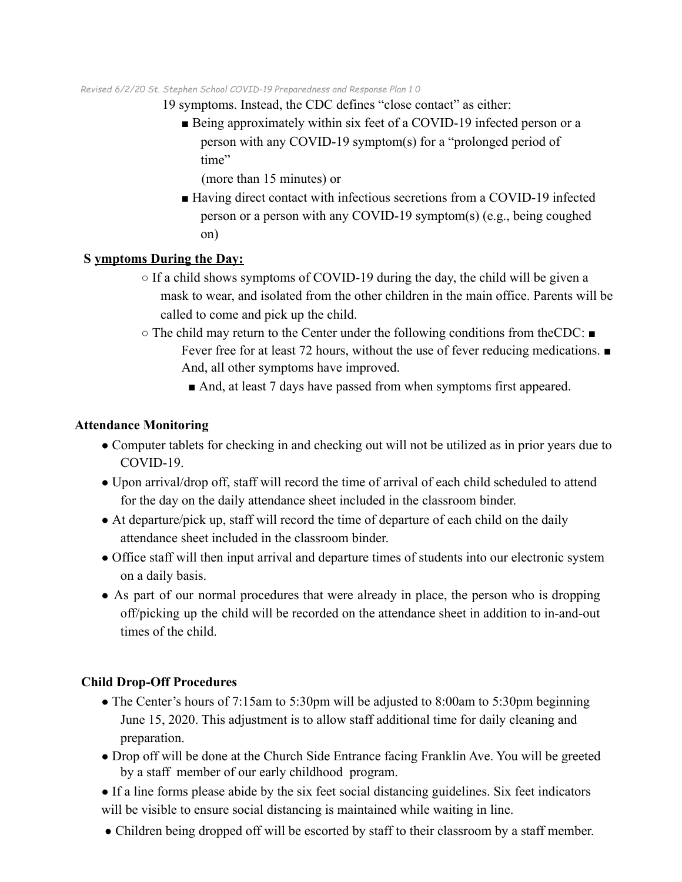19 symptoms. Instead, the CDC defines "close contact" as either:

- Being approximately within six feet of a COVID-19 infected person or a person with any COVID-19 symptom(s) for a "prolonged period of time" (more than 15 minutes) or
- Having direct contact with infectious secretions from a COVID-19 infected person or a person with any COVID-19 symptom(s) (e.g., being coughed on)

**S ymptoms During the Day:**

- If a child shows symptoms of COVID-19 during the day, the child will be given a mask to wear, and isolated from the other children in the main office. Parents will be called to come and pick up the child.
- The child may return to the Center under the following conditions from theCDC:
  - Fever free for at least 72 hours, without the use of fever reducing medications.
  - And, all other symptoms have improved.
  - And, at least 7 days have passed from when symptoms first appeared.

**Attendance Monitoring**

- Computer tablets for checking in and checking out will not be utilized as in prior years due to COVID-19.
- Upon arrival/drop off, staff will record the time of arrival of each child scheduled to attend for the day on the daily attendance sheet included in the classroom binder.
- At departure/pick up, staff will record the time of departure of each child on the daily attendance sheet included in the classroom binder.
- Office staff will then input arrival and departure times of students into our electronic system on a daily basis.
- As part of our normal procedures that were already in place, the person who is dropping off/picking up the child will be recorded on the attendance sheet in addition to in-and-out times of the child.

**Child Drop-Off Procedures**

- The Center's hours of 7:15am to 5:30pm will be adjusted to 8:00am to 5:30pm beginning June 15, 2020. This adjustment is to allow staff additional time for daily cleaning and preparation.
- Drop off will be done at the Church Side Entrance facing Franklin Ave. You will be greeted by a staff member of our early childhood program.
- If a line forms please abide by the six feet social distancing guidelines. Six feet indicators will be visible to ensure social distancing is maintained while waiting in line.
- Children being dropped off will be escorted by staff to their classroom by a staff member.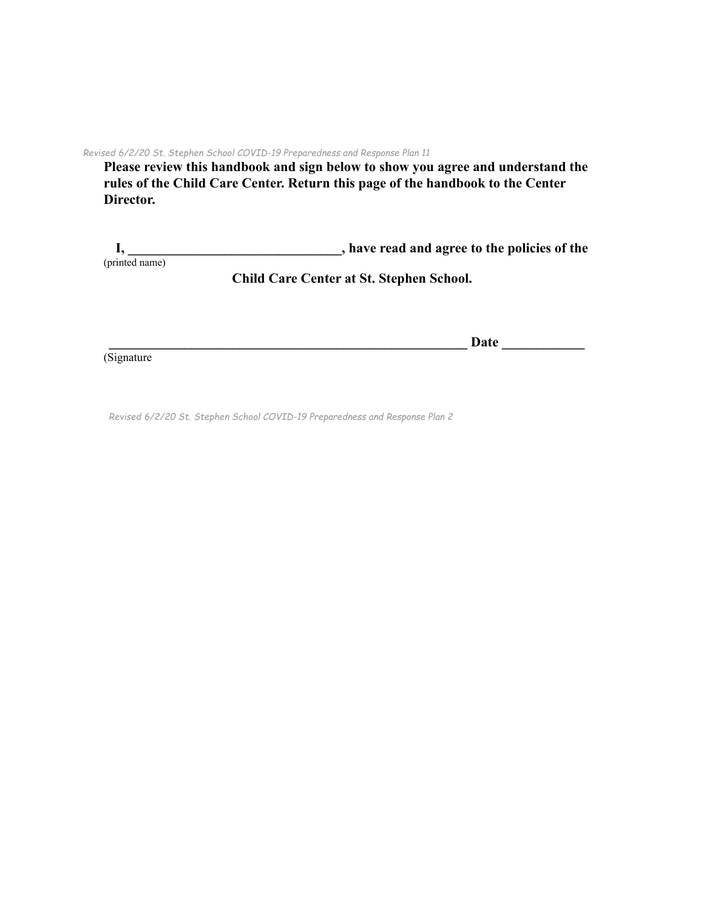**Please review this handbook and sign below to show you agree and understand the rules of the Child Care Center. Return this page of the handbook to the Center Director.**

**I, ________________________________, have read and agree to the policies of the**
(printed name)

**Child Care Center at St. Stephen School.**

**_________________________________________________________ Date ____________**
(Signature